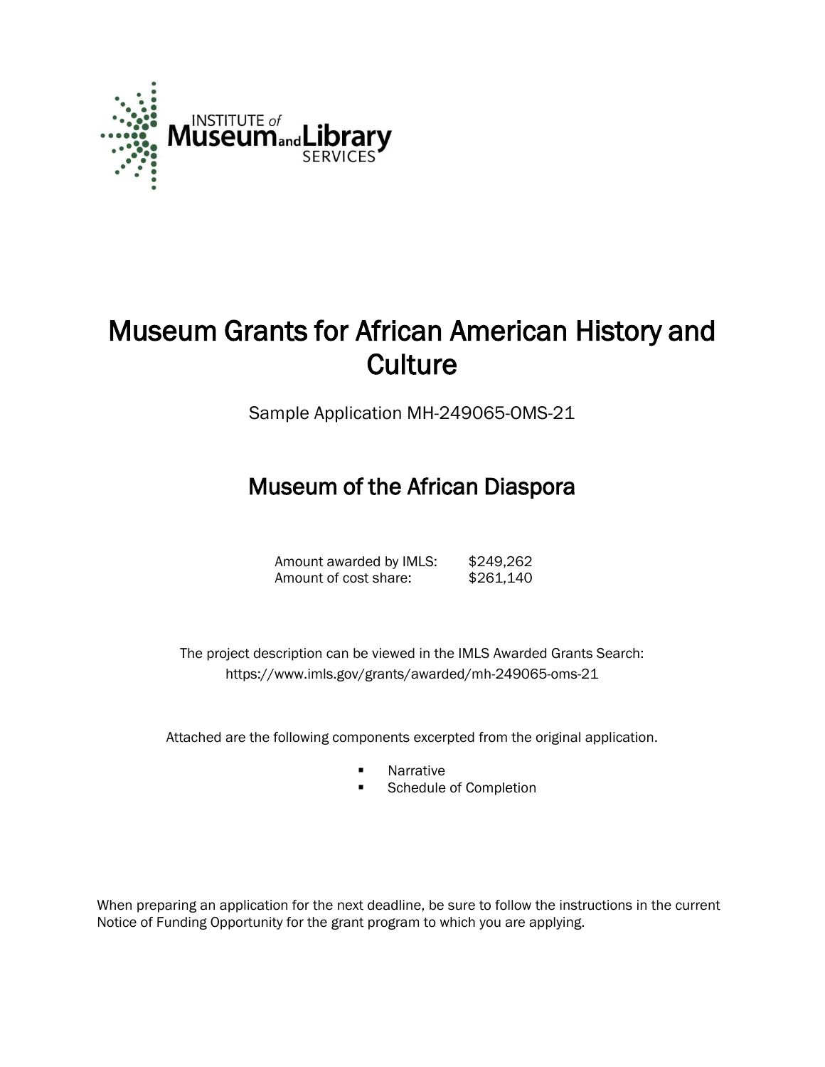# Museum Grants for African American History and Culture

Sample Application MH-249065-OMS-21

## Museum of the African Diaspora

| | |
|---|---|
| Amount awarded by IMLS: | $249,262 |
| Amount of cost share: | $261,140 |

The project description can be viewed in the IMLS Awarded Grants Search: https://www.imls.gov/grants/awarded/mh-249065-oms-21

Attached are the following components excerpted from the original application.

- Narrative
- Schedule of Completion

When preparing an application for the next deadline, be sure to follow the instructions in the current Notice of Funding Opportunity for the grant program to which you are applying.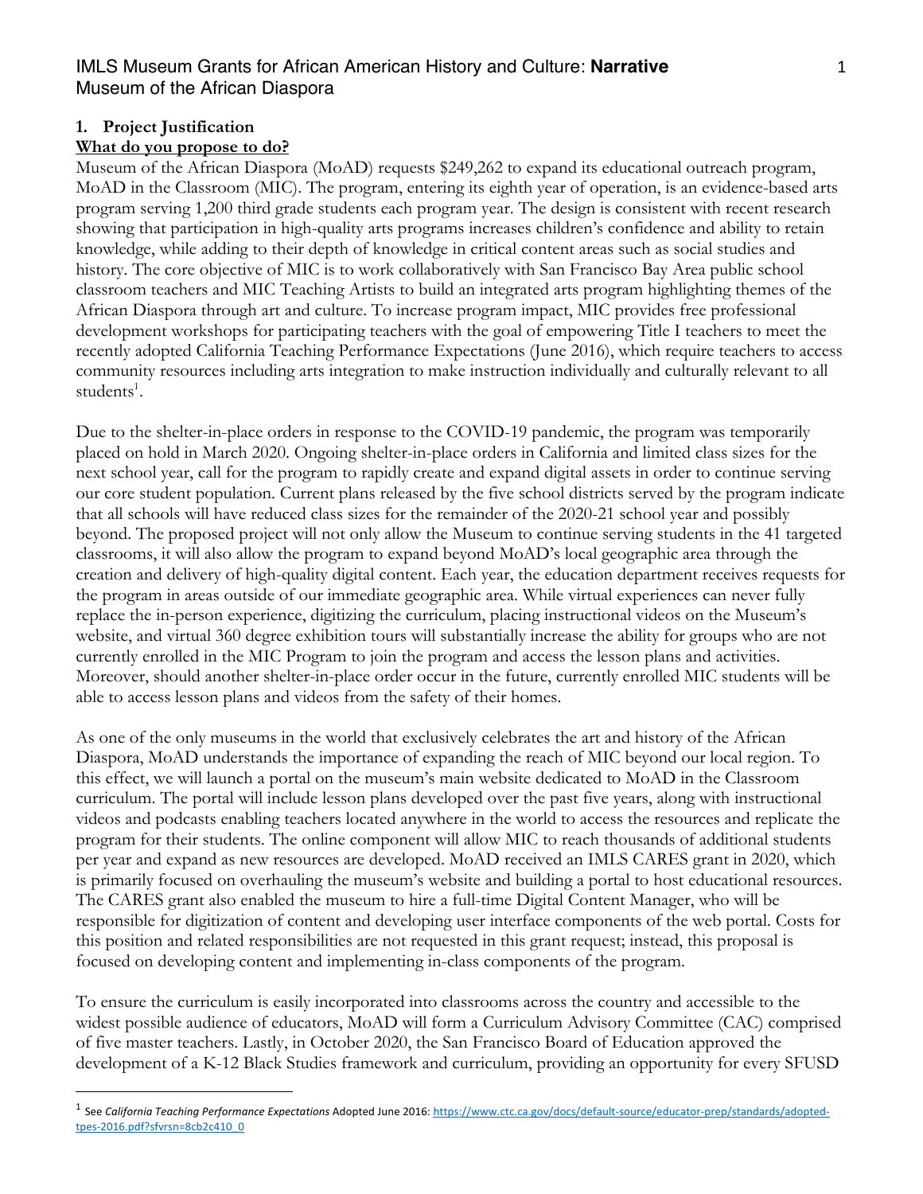## 1. Project Justification

**What do you propose to do?**

Museum of the African Diaspora (MoAD) requests $249,262 to expand its educational outreach program, MoAD in the Classroom (MIC). The program, entering its eighth year of operation, is an evidence-based arts program serving 1,200 third grade students each program year. The design is consistent with recent research showing that participation in high-quality arts programs increases children's confidence and ability to retain knowledge, while adding to their depth of knowledge in critical content areas such as social studies and history. The core objective of MIC is to work collaboratively with San Francisco Bay Area public school classroom teachers and MIC Teaching Artists to build an integrated arts program highlighting themes of the African Diaspora through art and culture. To increase program impact, MIC provides free professional development workshops for participating teachers with the goal of empowering Title I teachers to meet the recently adopted California Teaching Performance Expectations (June 2016), which require teachers to access community resources including arts integration to make instruction individually and culturally relevant to all students[1].

Due to the shelter-in-place orders in response to the COVID-19 pandemic, the program was temporarily placed on hold in March 2020. Ongoing shelter-in-place orders in California and limited class sizes for the next school year, call for the program to rapidly create and expand digital assets in order to continue serving our core student population. Current plans released by the five school districts served by the program indicate that all schools will have reduced class sizes for the remainder of the 2020-21 school year and possibly beyond. The proposed project will not only allow the Museum to continue serving students in the 41 targeted classrooms, it will also allow the program to expand beyond MoAD's local geographic area through the creation and delivery of high-quality digital content. Each year, the education department receives requests for the program in areas outside of our immediate geographic area. While virtual experiences can never fully replace the in-person experience, digitizing the curriculum, placing instructional videos on the Museum's website, and virtual 360 degree exhibition tours will substantially increase the ability for groups who are not currently enrolled in the MIC Program to join the program and access the lesson plans and activities. Moreover, should another shelter-in-place order occur in the future, currently enrolled MIC students will be able to access lesson plans and videos from the safety of their homes.

As one of the only museums in the world that exclusively celebrates the art and history of the African Diaspora, MoAD understands the importance of expanding the reach of MIC beyond our local region. To this effect, we will launch a portal on the museum's main website dedicated to MoAD in the Classroom curriculum. The portal will include lesson plans developed over the past five years, along with instructional videos and podcasts enabling teachers located anywhere in the world to access the resources and replicate the program for their students. The online component will allow MIC to reach thousands of additional students per year and expand as new resources are developed. MoAD received an IMLS CARES grant in 2020, which is primarily focused on overhauling the museum's website and building a portal to host educational resources. The CARES grant also enabled the museum to hire a full-time Digital Content Manager, who will be responsible for digitization of content and developing user interface components of the web portal. Costs for this position and related responsibilities are not requested in this grant request; instead, this proposal is focused on developing content and implementing in-class components of the program.

To ensure the curriculum is easily incorporated into classrooms across the country and accessible to the widest possible audience of educators, MoAD will form a Curriculum Advisory Committee (CAC) comprised of five master teachers. Lastly, in October 2020, the San Francisco Board of Education approved the development of a K-12 Black Studies framework and curriculum, providing an opportunity for every SFUSD

[1] See *California Teaching Performance Expectations* Adopted June 2016: https://www.ctc.ca.gov/docs/default-source/educator-prep/standards/adopted-tpes-2016.pdf?sfvrsn=8cb2c410_0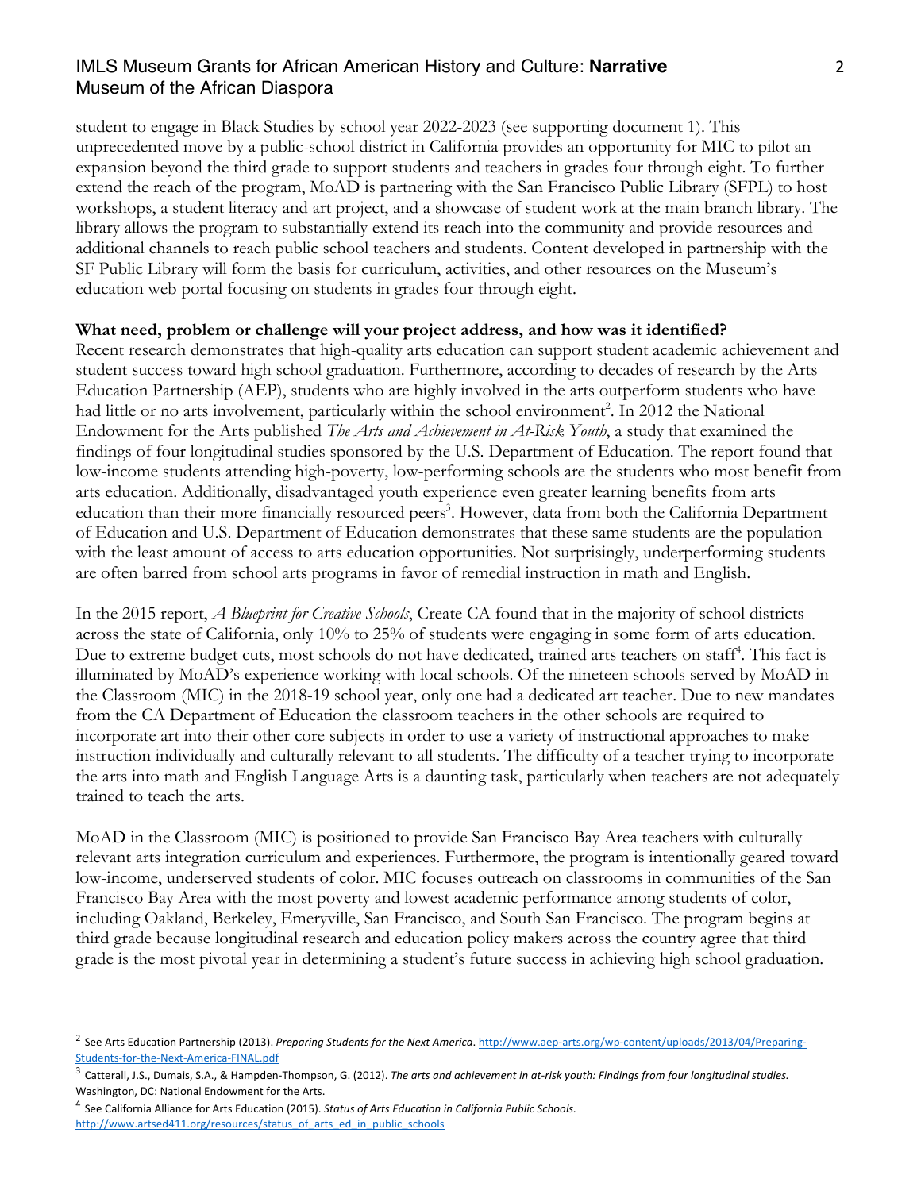student to engage in Black Studies by school year 2022-2023 (see supporting document 1). This unprecedented move by a public-school district in California provides an opportunity for MIC to pilot an expansion beyond the third grade to support students and teachers in grades four through eight. To further extend the reach of the program, MoAD is partnering with the San Francisco Public Library (SFPL) to host workshops, a student literacy and art project, and a showcase of student work at the main branch library. The library allows the program to substantially extend its reach into the community and provide resources and additional channels to reach public school teachers and students. Content developed in partnership with the SF Public Library will form the basis for curriculum, activities, and other resources on the Museum's education web portal focusing on students in grades four through eight.

**What need, problem or challenge will your project address, and how was it identified?**

Recent research demonstrates that high-quality arts education can support student academic achievement and student success toward high school graduation. Furthermore, according to decades of research by the Arts Education Partnership (AEP), students who are highly involved in the arts outperform students who have had little or no arts involvement, particularly within the school environment[2]. In 2012 the National Endowment for the Arts published *The Arts and Achievement in At-Risk Youth*, a study that examined the findings of four longitudinal studies sponsored by the U.S. Department of Education. The report found that low-income students attending high-poverty, low-performing schools are the students who most benefit from arts education. Additionally, disadvantaged youth experience even greater learning benefits from arts education than their more financially resourced peers[3]. However, data from both the California Department of Education and U.S. Department of Education demonstrates that these same students are the population with the least amount of access to arts education opportunities. Not surprisingly, underperforming students are often barred from school arts programs in favor of remedial instruction in math and English.

In the 2015 report, *A Blueprint for Creative Schools*, Create CA found that in the majority of school districts across the state of California, only 10% to 25% of students were engaging in some form of arts education. Due to extreme budget cuts, most schools do not have dedicated, trained arts teachers on staff[4]. This fact is illuminated by MoAD's experience working with local schools. Of the nineteen schools served by MoAD in the Classroom (MIC) in the 2018-19 school year, only one had a dedicated art teacher. Due to new mandates from the CA Department of Education the classroom teachers in the other schools are required to incorporate art into their other core subjects in order to use a variety of instructional approaches to make instruction individually and culturally relevant to all students. The difficulty of a teacher trying to incorporate the arts into math and English Language Arts is a daunting task, particularly when teachers are not adequately trained to teach the arts.

MoAD in the Classroom (MIC) is positioned to provide San Francisco Bay Area teachers with culturally relevant arts integration curriculum and experiences. Furthermore, the program is intentionally geared toward low-income, underserved students of color. MIC focuses outreach on classrooms in communities of the San Francisco Bay Area with the most poverty and lowest academic performance among students of color, including Oakland, Berkeley, Emeryville, San Francisco, and South San Francisco. The program begins at third grade because longitudinal research and education policy makers across the country agree that third grade is the most pivotal year in determining a student's future success in achieving high school graduation.

---

[2] See Arts Education Partnership (2013). *Preparing Students for the Next America*. http://www.aep-arts.org/wp-content/uploads/2013/04/Preparing-Students-for-the-Next-America-FINAL.pdf

[3] Catterall, J.S., Dumais, S.A., & Hampden-Thompson, G. (2012). *The arts and achievement in at-risk youth: Findings from four longitudinal studies.* Washington, DC: National Endowment for the Arts.

[4] See California Alliance for Arts Education (2015). *Status of Arts Education in California Public Schools.* http://www.artsed411.org/resources/status_of_arts_ed_in_public_schools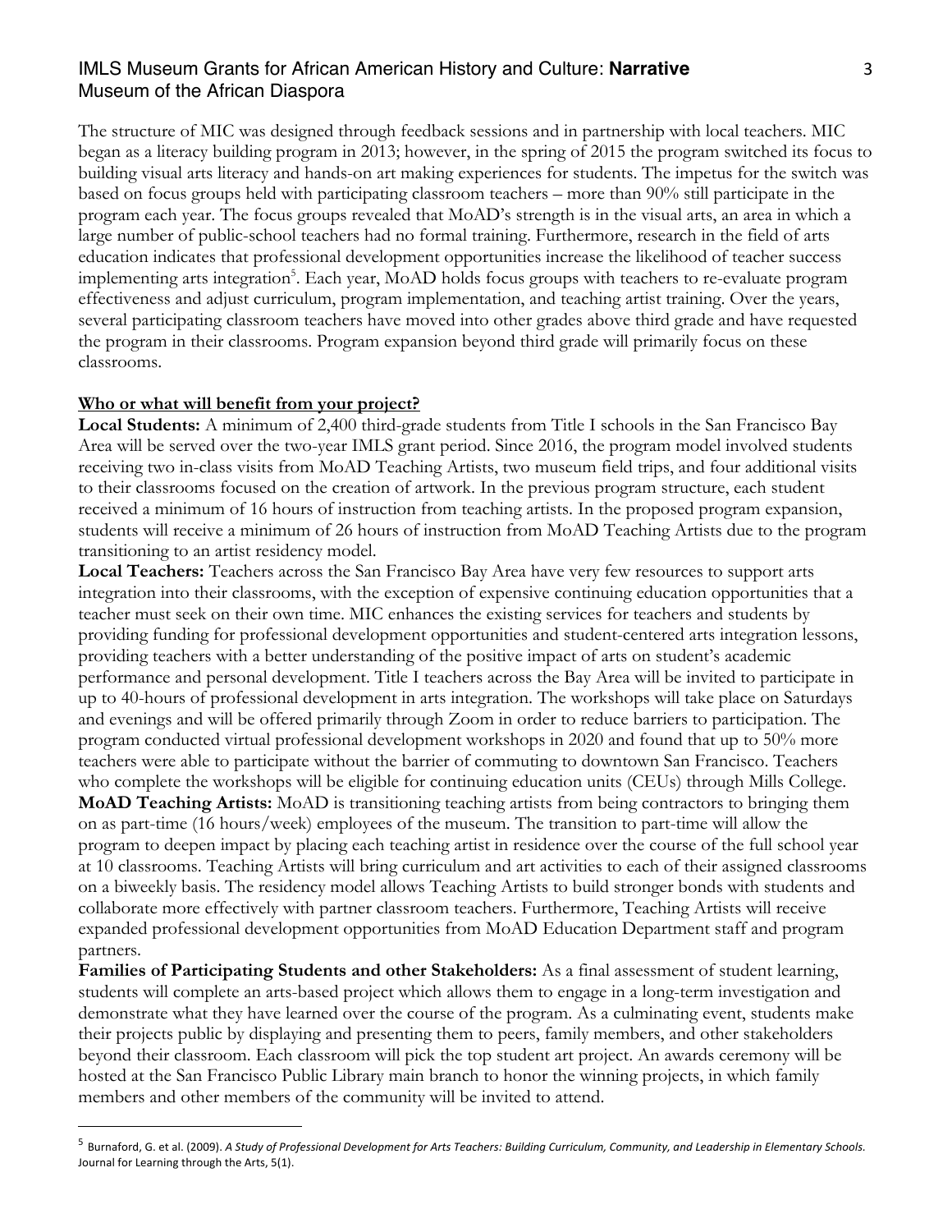The structure of MIC was designed through feedback sessions and in partnership with local teachers. MIC began as a literacy building program in 2013; however, in the spring of 2015 the program switched its focus to building visual arts literacy and hands-on art making experiences for students. The impetus for the switch was based on focus groups held with participating classroom teachers – more than 90% still participate in the program each year. The focus groups revealed that MoAD's strength is in the visual arts, an area in which a large number of public-school teachers had no formal training. Furthermore, research in the field of arts education indicates that professional development opportunities increase the likelihood of teacher success implementing arts integration[5]. Each year, MoAD holds focus groups with teachers to re-evaluate program effectiveness and adjust curriculum, program implementation, and teaching artist training. Over the years, several participating classroom teachers have moved into other grades above third grade and have requested the program in their classrooms. Program expansion beyond third grade will primarily focus on these classrooms.

**Who or what will benefit from your project?**

**Local Students:** A minimum of 2,400 third-grade students from Title I schools in the San Francisco Bay Area will be served over the two-year IMLS grant period. Since 2016, the program model involved students receiving two in-class visits from MoAD Teaching Artists, two museum field trips, and four additional visits to their classrooms focused on the creation of artwork. In the previous program structure, each student received a minimum of 16 hours of instruction from teaching artists. In the proposed program expansion, students will receive a minimum of 26 hours of instruction from MoAD Teaching Artists due to the program transitioning to an artist residency model.

**Local Teachers:** Teachers across the San Francisco Bay Area have very few resources to support arts integration into their classrooms, with the exception of expensive continuing education opportunities that a teacher must seek on their own time. MIC enhances the existing services for teachers and students by providing funding for professional development opportunities and student-centered arts integration lessons, providing teachers with a better understanding of the positive impact of arts on student's academic performance and personal development. Title I teachers across the Bay Area will be invited to participate in up to 40-hours of professional development in arts integration. The workshops will take place on Saturdays and evenings and will be offered primarily through Zoom in order to reduce barriers to participation. The program conducted virtual professional development workshops in 2020 and found that up to 50% more teachers were able to participate without the barrier of commuting to downtown San Francisco. Teachers who complete the workshops will be eligible for continuing education units (CEUs) through Mills College.

**MoAD Teaching Artists:** MoAD is transitioning teaching artists from being contractors to bringing them on as part-time (16 hours/week) employees of the museum. The transition to part-time will allow the program to deepen impact by placing each teaching artist in residence over the course of the full school year at 10 classrooms. Teaching Artists will bring curriculum and art activities to each of their assigned classrooms on a biweekly basis. The residency model allows Teaching Artists to build stronger bonds with students and collaborate more effectively with partner classroom teachers. Furthermore, Teaching Artists will receive expanded professional development opportunities from MoAD Education Department staff and program partners.

**Families of Participating Students and other Stakeholders:** As a final assessment of student learning, students will complete an arts-based project which allows them to engage in a long-term investigation and demonstrate what they have learned over the course of the program. As a culminating event, students make their projects public by displaying and presenting them to peers, family members, and other stakeholders beyond their classroom. Each classroom will pick the top student art project. An awards ceremony will be hosted at the San Francisco Public Library main branch to honor the winning projects, in which family members and other members of the community will be invited to attend.

---

[5] Burnaford, G. et al. (2009). *A Study of Professional Development for Arts Teachers: Building Curriculum, Community, and Leadership in Elementary Schools.* Journal for Learning through the Arts, 5(1).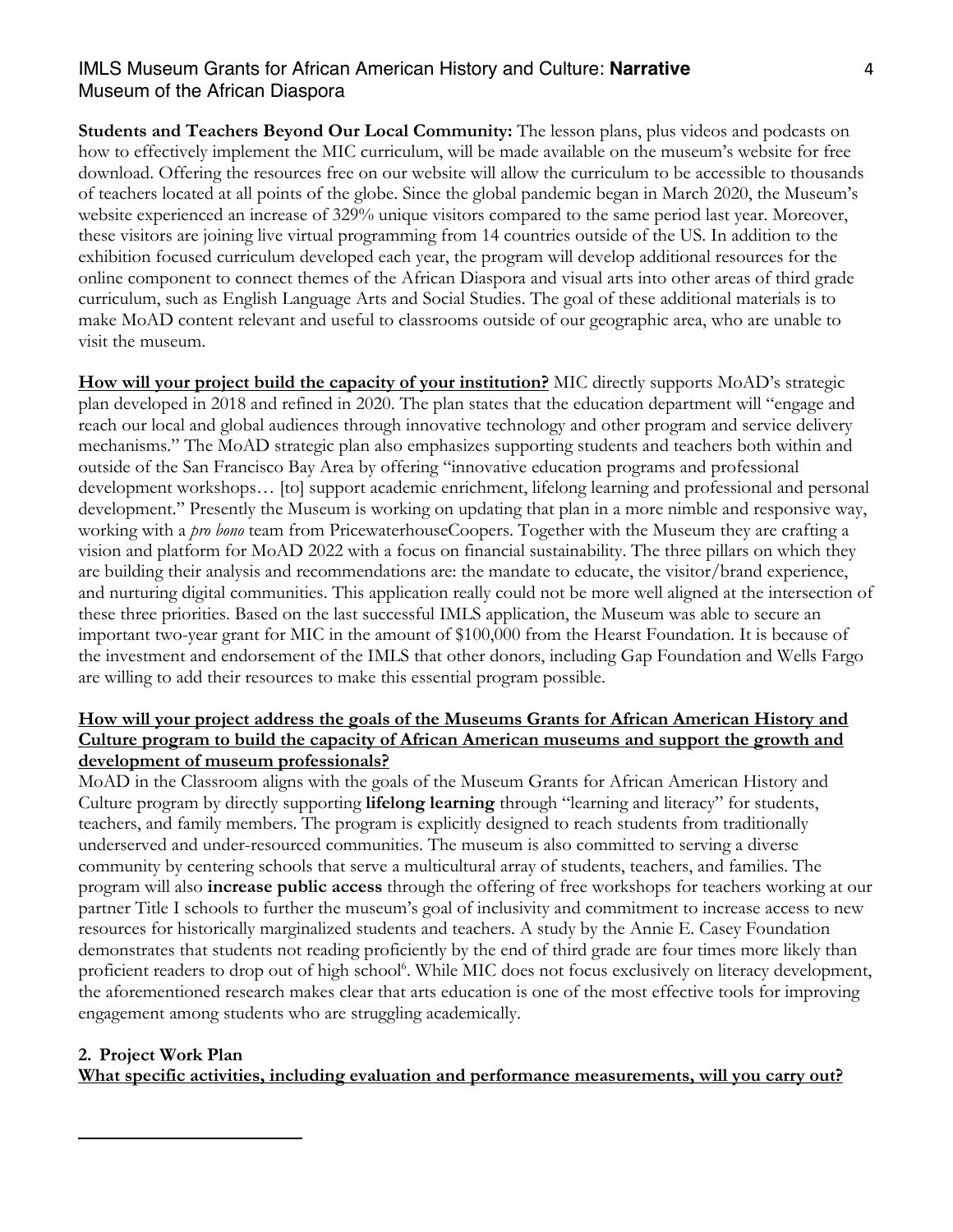**Students and Teachers Beyond Our Local Community:** The lesson plans, plus videos and podcasts on how to effectively implement the MIC curriculum, will be made available on the museum's website for free download. Offering the resources free on our website will allow the curriculum to be accessible to thousands of teachers located at all points of the globe. Since the global pandemic began in March 2020, the Museum's website experienced an increase of 329% unique visitors compared to the same period last year. Moreover, these visitors are joining live virtual programming from 14 countries outside of the US. In addition to the exhibition focused curriculum developed each year, the program will develop additional resources for the online component to connect themes of the African Diaspora and visual arts into other areas of third grade curriculum, such as English Language Arts and Social Studies. The goal of these additional materials is to make MoAD content relevant and useful to classrooms outside of our geographic area, who are unable to visit the museum.

**How will your project build the capacity of your institution?** MIC directly supports MoAD's strategic plan developed in 2018 and refined in 2020. The plan states that the education department will "engage and reach our local and global audiences through innovative technology and other program and service delivery mechanisms." The MoAD strategic plan also emphasizes supporting students and teachers both within and outside of the San Francisco Bay Area by offering "innovative education programs and professional development workshops… [to] support academic enrichment, lifelong learning and professional and personal development." Presently the Museum is working on updating that plan in a more nimble and responsive way, working with a *pro bono* team from PricewaterhouseCoopers. Together with the Museum they are crafting a vision and platform for MoAD 2022 with a focus on financial sustainability. The three pillars on which they are building their analysis and recommendations are: the mandate to educate, the visitor/brand experience, and nurturing digital communities. This application really could not be more well aligned at the intersection of these three priorities. Based on the last successful IMLS application, the Museum was able to secure an important two-year grant for MIC in the amount of $100,000 from the Hearst Foundation. It is because of the investment and endorsement of the IMLS that other donors, including Gap Foundation and Wells Fargo are willing to add their resources to make this essential program possible.

**How will your project address the goals of the Museums Grants for African American History and Culture program to build the capacity of African American museums and support the growth and development of museum professionals?**

MoAD in the Classroom aligns with the goals of the Museum Grants for African American History and Culture program by directly supporting **lifelong learning** through "learning and literacy" for students, teachers, and family members. The program is explicitly designed to reach students from traditionally underserved and under-resourced communities. The museum is also committed to serving a diverse community by centering schools that serve a multicultural array of students, teachers, and families. The program will also **increase public access** through the offering of free workshops for teachers working at our partner Title I schools to further the museum's goal of inclusivity and commitment to increase access to new resources for historically marginalized students and teachers. A study by the Annie E. Casey Foundation demonstrates that students not reading proficiently by the end of third grade are four times more likely than proficient readers to drop out of high school[6]. While MIC does not focus exclusively on literacy development, the aforementioned research makes clear that arts education is one of the most effective tools for improving engagement among students who are struggling academically.

## 2. Project Work Plan

**What specific activities, including evaluation and performance measurements, will you carry out?**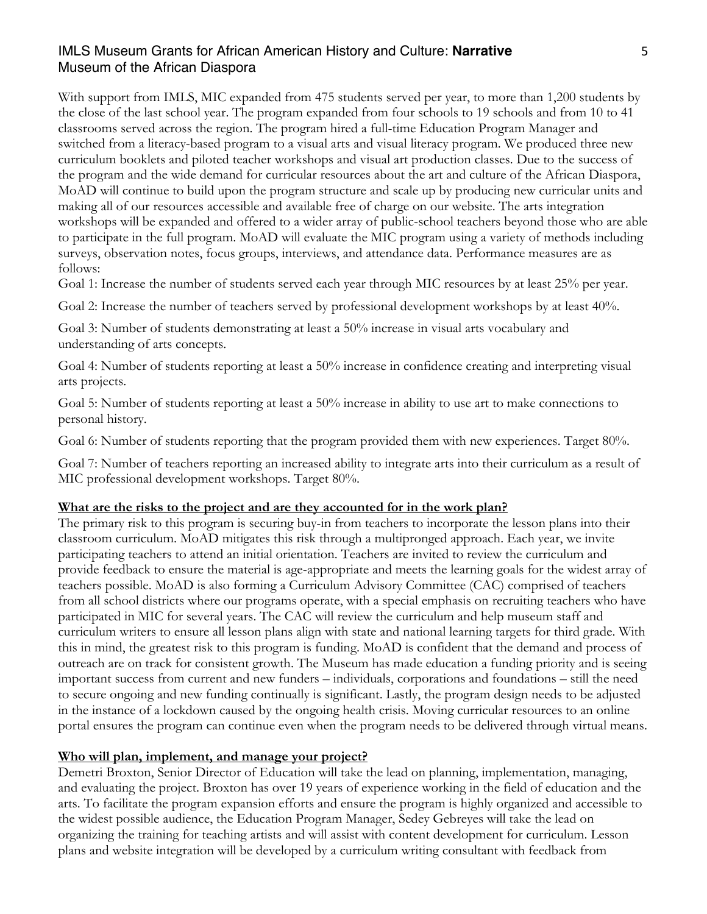With support from IMLS, MIC expanded from 475 students served per year, to more than 1,200 students by the close of the last school year. The program expanded from four schools to 19 schools and from 10 to 41 classrooms served across the region. The program hired a full-time Education Program Manager and switched from a literacy-based program to a visual arts and visual literacy program. We produced three new curriculum booklets and piloted teacher workshops and visual art production classes. Due to the success of the program and the wide demand for curricular resources about the art and culture of the African Diaspora, MoAD will continue to build upon the program structure and scale up by producing new curricular units and making all of our resources accessible and available free of charge on our website. The arts integration workshops will be expanded and offered to a wider array of public-school teachers beyond those who are able to participate in the full program. MoAD will evaluate the MIC program using a variety of methods including surveys, observation notes, focus groups, interviews, and attendance data. Performance measures are as follows:

Goal 1: Increase the number of students served each year through MIC resources by at least 25% per year.

Goal 2: Increase the number of teachers served by professional development workshops by at least 40%.

Goal 3: Number of students demonstrating at least a 50% increase in visual arts vocabulary and understanding of arts concepts.

Goal 4: Number of students reporting at least a 50% increase in confidence creating and interpreting visual arts projects.

Goal 5: Number of students reporting at least a 50% increase in ability to use art to make connections to personal history.

Goal 6: Number of students reporting that the program provided them with new experiences. Target 80%.

Goal 7: Number of teachers reporting an increased ability to integrate arts into their curriculum as a result of MIC professional development workshops. Target 80%.

**What are the risks to the project and are they accounted for in the work plan?**

The primary risk to this program is securing buy-in from teachers to incorporate the lesson plans into their classroom curriculum. MoAD mitigates this risk through a multipronged approach. Each year, we invite participating teachers to attend an initial orientation. Teachers are invited to review the curriculum and provide feedback to ensure the material is age-appropriate and meets the learning goals for the widest array of teachers possible. MoAD is also forming a Curriculum Advisory Committee (CAC) comprised of teachers from all school districts where our programs operate, with a special emphasis on recruiting teachers who have participated in MIC for several years. The CAC will review the curriculum and help museum staff and curriculum writers to ensure all lesson plans align with state and national learning targets for third grade. With this in mind, the greatest risk to this program is funding. MoAD is confident that the demand and process of outreach are on track for consistent growth. The Museum has made education a funding priority and is seeing important success from current and new funders – individuals, corporations and foundations – still the need to secure ongoing and new funding continually is significant. Lastly, the program design needs to be adjusted in the instance of a lockdown caused by the ongoing health crisis. Moving curricular resources to an online portal ensures the program can continue even when the program needs to be delivered through virtual means.

**Who will plan, implement, and manage your project?**

Demetri Broxton, Senior Director of Education will take the lead on planning, implementation, managing, and evaluating the project. Broxton has over 19 years of experience working in the field of education and the arts. To facilitate the program expansion efforts and ensure the program is highly organized and accessible to the widest possible audience, the Education Program Manager, Sedey Gebreyes will take the lead on organizing the training for teaching artists and will assist with content development for curriculum. Lesson plans and website integration will be developed by a curriculum writing consultant with feedback from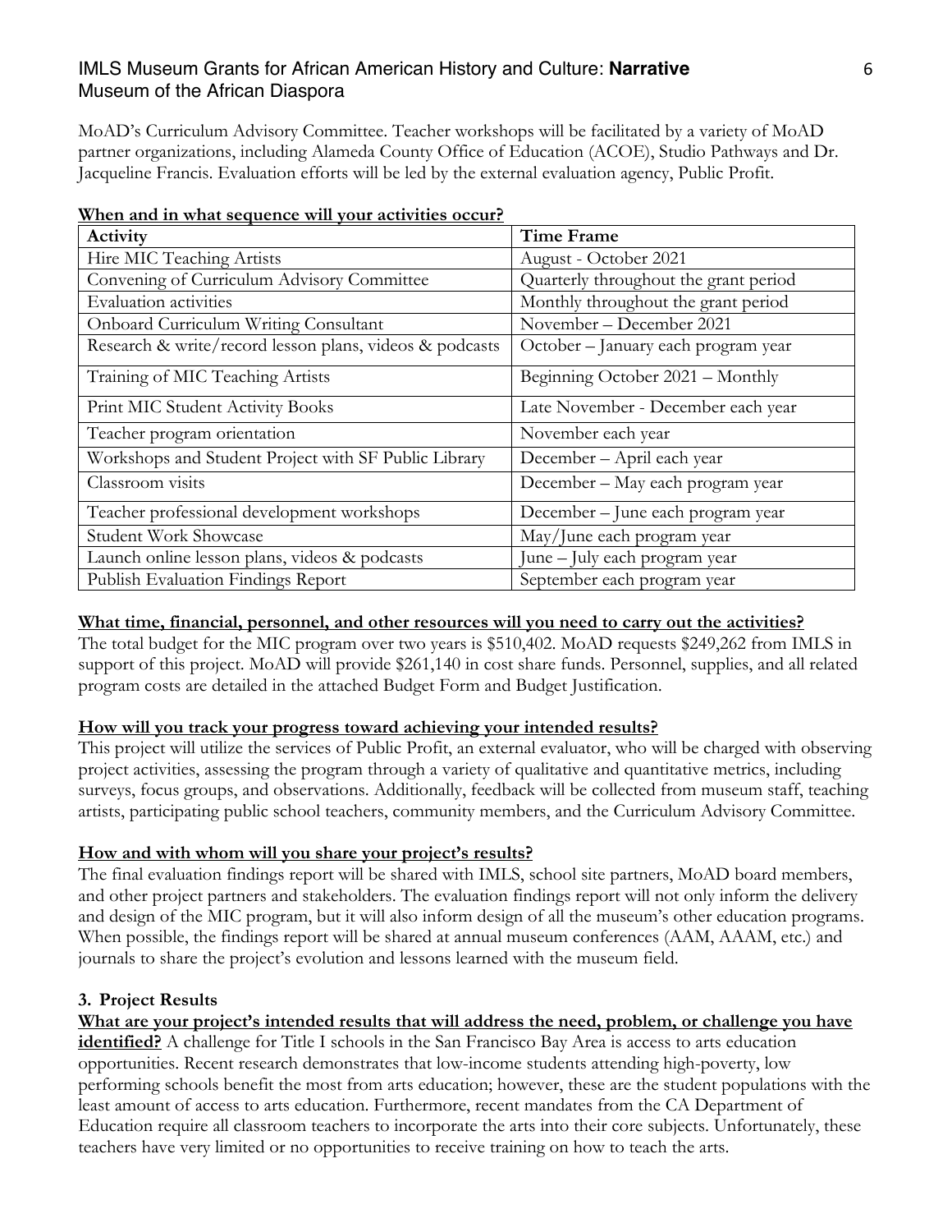MoAD's Curriculum Advisory Committee. Teacher workshops will be facilitated by a variety of MoAD partner organizations, including Alameda County Office of Education (ACOE), Studio Pathways and Dr. Jacqueline Francis. Evaluation efforts will be led by the external evaluation agency, Public Profit.

**When and in what sequence will your activities occur?**

| Activity | Time Frame |
|---|---|
| Hire MIC Teaching Artists | August - October 2021 |
| Convening of Curriculum Advisory Committee | Quarterly throughout the grant period |
| Evaluation activities | Monthly throughout the grant period |
| Onboard Curriculum Writing Consultant | November – December 2021 |
| Research & write/record lesson plans, videos & podcasts | October – January each program year |
| Training of MIC Teaching Artists | Beginning October 2021 – Monthly |
| Print MIC Student Activity Books | Late November - December each year |
| Teacher program orientation | November each year |
| Workshops and Student Project with SF Public Library | December – April each year |
| Classroom visits | December – May each program year |
| Teacher professional development workshops | December – June each program year |
| Student Work Showcase | May/June each program year |
| Launch online lesson plans, videos & podcasts | June – July each program year |
| Publish Evaluation Findings Report | September each program year |

**What time, financial, personnel, and other resources will you need to carry out the activities?**

The total budget for the MIC program over two years is $510,402. MoAD requests $249,262 from IMLS in support of this project. MoAD will provide $261,140 in cost share funds. Personnel, supplies, and all related program costs are detailed in the attached Budget Form and Budget Justification.

**How will you track your progress toward achieving your intended results?**

This project will utilize the services of Public Profit, an external evaluator, who will be charged with observing project activities, assessing the program through a variety of qualitative and quantitative metrics, including surveys, focus groups, and observations. Additionally, feedback will be collected from museum staff, teaching artists, participating public school teachers, community members, and the Curriculum Advisory Committee.

**How and with whom will you share your project's results?**

The final evaluation findings report will be shared with IMLS, school site partners, MoAD board members, and other project partners and stakeholders. The evaluation findings report will not only inform the delivery and design of the MIC program, but it will also inform design of all the museum's other education programs. When possible, the findings report will be shared at annual museum conferences (AAM, AAAM, etc.) and journals to share the project's evolution and lessons learned with the museum field.

### 3. Project Results

**What are your project's intended results that will address the need, problem, or challenge you have identified?** A challenge for Title I schools in the San Francisco Bay Area is access to arts education opportunities. Recent research demonstrates that low-income students attending high-poverty, low performing schools benefit the most from arts education; however, these are the student populations with the least amount of access to arts education. Furthermore, recent mandates from the CA Department of Education require all classroom teachers to incorporate the arts into their core subjects. Unfortunately, these teachers have very limited or no opportunities to receive training on how to teach the arts.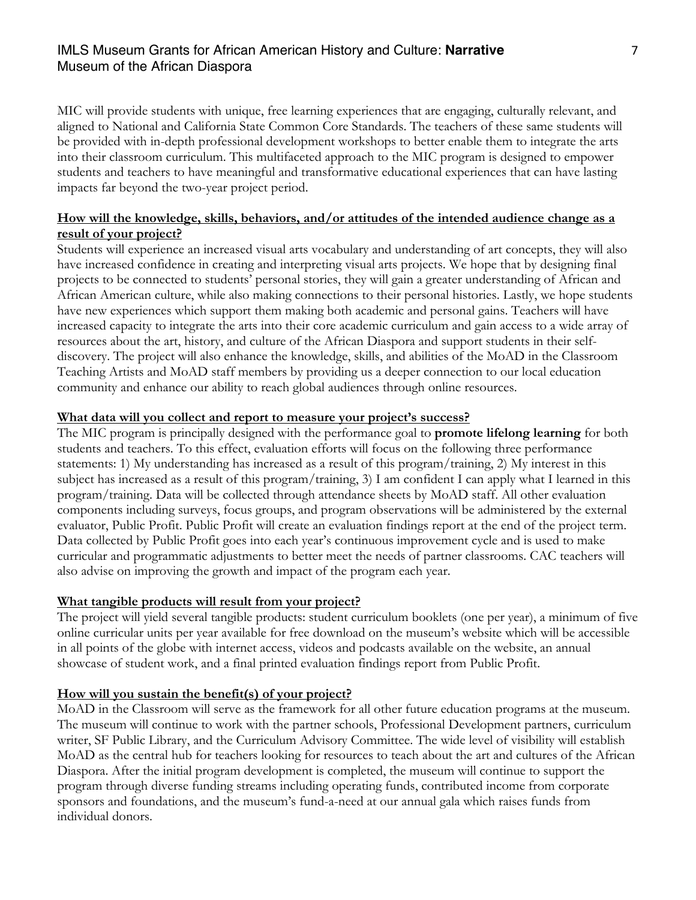MIC will provide students with unique, free learning experiences that are engaging, culturally relevant, and aligned to National and California State Common Core Standards. The teachers of these same students will be provided with in-depth professional development workshops to better enable them to integrate the arts into their classroom curriculum. This multifaceted approach to the MIC program is designed to empower students and teachers to have meaningful and transformative educational experiences that can have lasting impacts far beyond the two-year project period.

**How will the knowledge, skills, behaviors, and/or attitudes of the intended audience change as a result of your project?**

Students will experience an increased visual arts vocabulary and understanding of art concepts, they will also have increased confidence in creating and interpreting visual arts projects. We hope that by designing final projects to be connected to students' personal stories, they will gain a greater understanding of African and African American culture, while also making connections to their personal histories. Lastly, we hope students have new experiences which support them making both academic and personal gains. Teachers will have increased capacity to integrate the arts into their core academic curriculum and gain access to a wide array of resources about the art, history, and culture of the African Diaspora and support students in their self-discovery. The project will also enhance the knowledge, skills, and abilities of the MoAD in the Classroom Teaching Artists and MoAD staff members by providing us a deeper connection to our local education community and enhance our ability to reach global audiences through online resources.

**What data will you collect and report to measure your project's success?**

The MIC program is principally designed with the performance goal to **promote lifelong learning** for both students and teachers. To this effect, evaluation efforts will focus on the following three performance statements: 1) My understanding has increased as a result of this program/training, 2) My interest in this subject has increased as a result of this program/training, 3) I am confident I can apply what I learned in this program/training. Data will be collected through attendance sheets by MoAD staff. All other evaluation components including surveys, focus groups, and program observations will be administered by the external evaluator, Public Profit. Public Profit will create an evaluation findings report at the end of the project term. Data collected by Public Profit goes into each year's continuous improvement cycle and is used to make curricular and programmatic adjustments to better meet the needs of partner classrooms. CAC teachers will also advise on improving the growth and impact of the program each year.

**What tangible products will result from your project?**

The project will yield several tangible products: student curriculum booklets (one per year), a minimum of five online curricular units per year available for free download on the museum's website which will be accessible in all points of the globe with internet access, videos and podcasts available on the website, an annual showcase of student work, and a final printed evaluation findings report from Public Profit.

**How will you sustain the benefit(s) of your project?**

MoAD in the Classroom will serve as the framework for all other future education programs at the museum. The museum will continue to work with the partner schools, Professional Development partners, curriculum writer, SF Public Library, and the Curriculum Advisory Committee. The wide level of visibility will establish MoAD as the central hub for teachers looking for resources to teach about the art and cultures of the African Diaspora. After the initial program development is completed, the museum will continue to support the program through diverse funding streams including operating funds, contributed income from corporate sponsors and foundations, and the museum's fund-a-need at our annual gala which raises funds from individual donors.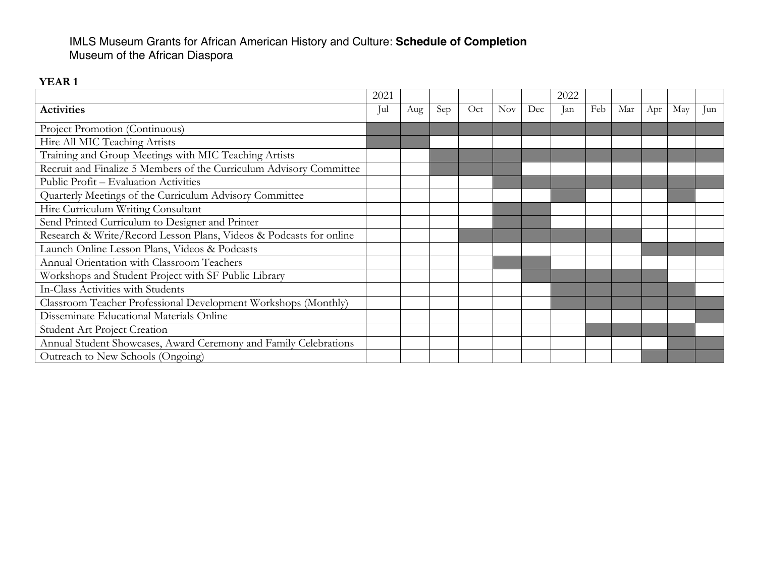IMLS Museum Grants for African American History and Culture: **Schedule of Completion**
Museum of the African Diaspora

**YEAR 1**

| | 2021 | | | | | | 2022 | | | | | |
|---|---|---|---|---|---|---|---|---|---|---|---|---|
| **Activities** | Jul | Aug | Sep | Oct | Nov | Dec | Jan | Feb | Mar | Apr | May | Jun |
| Project Promotion (Continuous) | ■ | ■ | ■ | ■ | ■ | ■ | ■ | ■ | ■ | ■ | ■ | ■ |
| Hire All MIC Teaching Artists | ■ | ■ | | | | | | | | | | |
| Training and Group Meetings with MIC Teaching Artists | | | ■ | ■ | ■ | ■ | ■ | ■ | ■ | ■ | ■ | ■ |
| Recruit and Finalize 5 Members of the Curriculum Advisory Committee | | | ■ | ■ | ■ | | | | | | | |
| Public Profit – Evaluation Activities | | | | | ■ | ■ | ■ | ■ | ■ | ■ | ■ | ■ |
| Quarterly Meetings of the Curriculum Advisory Committee | | | | | | | ■ | | | | ■ | |
| Hire Curriculum Writing Consultant | | | | | ■ | ■ | | | | | | |
| Send Printed Curriculum to Designer and Printer | | | | | ■ | ■ | | | | | | |
| Research & Write/Record Lesson Plans, Videos & Podcasts for online | | | | ■ | ■ | ■ | ■ | ■ | ■ | | | |
| Launch Online Lesson Plans, Videos & Podcasts | | | | | | | | | | ■ | ■ | ■ |
| Annual Orientation with Classroom Teachers | | | | | ■ | ■ | | | | | | |
| Workshops and Student Project with SF Public Library | | | | | | ■ | ■ | ■ | ■ | ■ | | |
| In-Class Activities with Students | | | | | | | ■ | ■ | ■ | ■ | ■ | |
| Classroom Teacher Professional Development Workshops (Monthly) | | | | | | | ■ | ■ | ■ | ■ | ■ | ■ |
| Disseminate Educational Materials Online | | | | | | | | | | | | ■ |
| Student Art Project Creation | | | | | | | | ■ | ■ | ■ | ■ | |
| Annual Student Showcases, Award Ceremony and Family Celebrations | | | | | | | | | | | ■ | ■ |
| Outreach to New Schools (Ongoing) | | | | | | | | | | ■ | ■ | ■ |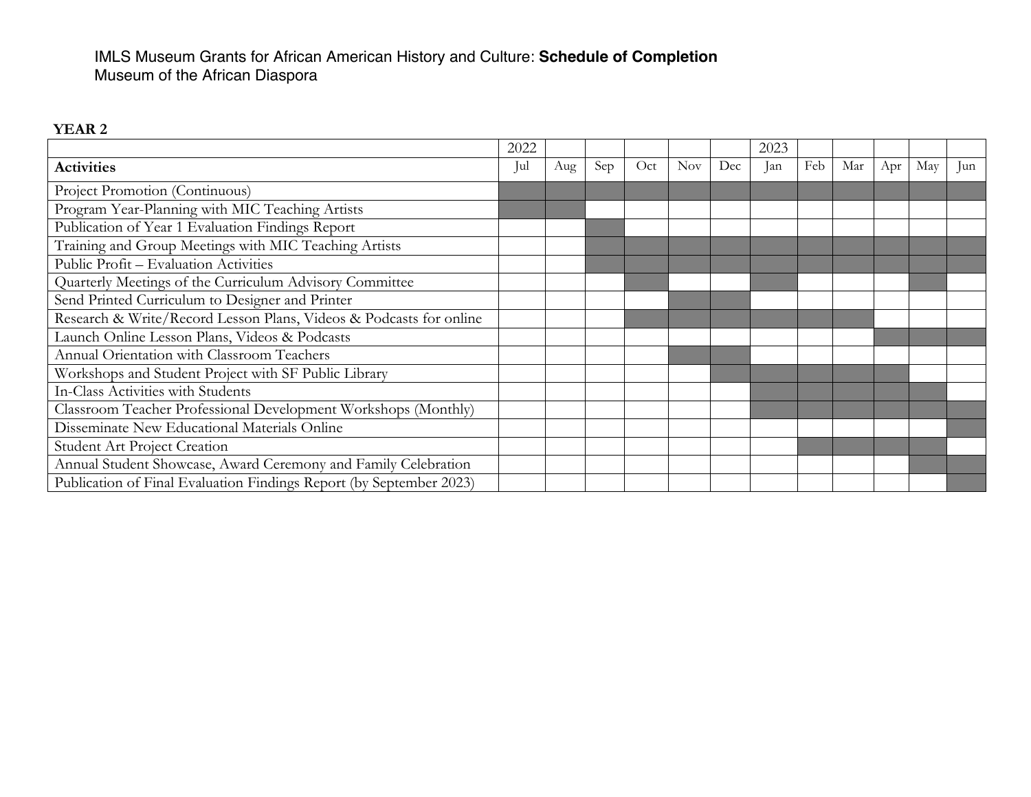IMLS Museum Grants for African American History and Culture: **Schedule of Completion**
Museum of the African Diaspora

**YEAR 2**

| | 2022 | | | | | | 2023 | | | | | |
|---|---|---|---|---|---|---|---|---|---|---|---|---|
| **Activities** | Jul | Aug | Sep | Oct | Nov | Dec | Jan | Feb | Mar | Apr | May | Jun |
| Project Promotion (Continuous) | ■ | ■ | ■ | ■ | ■ | ■ | ■ | ■ | ■ | ■ | ■ | ■ |
| Program Year-Planning with MIC Teaching Artists | ■ | ■ | | | | | | | | | | |
| Publication of Year 1 Evaluation Findings Report | | | ■ | | | | | | | | | |
| Training and Group Meetings with MIC Teaching Artists | | | ■ | ■ | ■ | ■ | ■ | ■ | ■ | ■ | ■ | ■ |
| Public Profit – Evaluation Activities | | | ■ | ■ | ■ | ■ | ■ | ■ | ■ | ■ | ■ | ■ |
| Quarterly Meetings of the Curriculum Advisory Committee | | | | ■ | | | ■ | | | | ■ | |
| Send Printed Curriculum to Designer and Printer | | | | | ■ | ■ | | | | | | |
| Research & Write/Record Lesson Plans, Videos & Podcasts for online | | | | ■ | ■ | ■ | ■ | ■ | ■ | | | |
| Launch Online Lesson Plans, Videos & Podcasts | | | | | | | | | | ■ | ■ | ■ |
| Annual Orientation with Classroom Teachers | | | | | ■ | ■ | | | | | | |
| Workshops and Student Project with SF Public Library | | | | | | ■ | ■ | ■ | ■ | ■ | | |
| In-Class Activities with Students | | | | | | | ■ | ■ | ■ | ■ | ■ | |
| Classroom Teacher Professional Development Workshops (Monthly) | | | | | | | ■ | ■ | ■ | ■ | ■ | ■ |
| Disseminate New Educational Materials Online | | | | | | | | | | | | ■ |
| Student Art Project Creation | | | | | | | | ■ | ■ | ■ | ■ | |
| Annual Student Showcase, Award Ceremony and Family Celebration | | | | | | | | | | | ■ | ■ |
| Publication of Final Evaluation Findings Report (by September 2023) | | | | | | | | | | | | ■ |